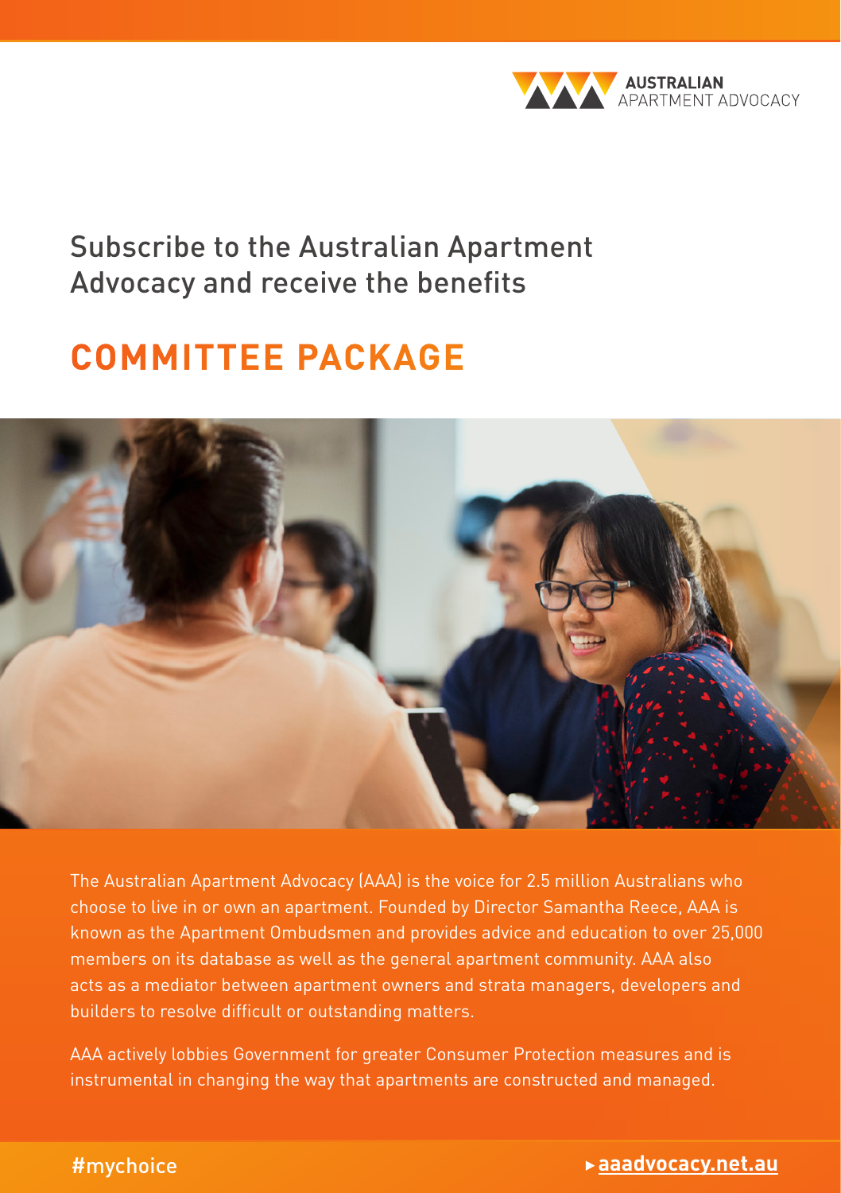AUSTRALIAN APARTMENT ADVOCACY

Subscribe to the Australian Apartment Advocacy and receive the benefits

# COMMITTEE PACKAGE

The Australian Apartment Advocacy (AAA) is the voice for 2.5 million Australians who choose to live in or own an apartment. Founded by Director Samantha Reece, AAA is known as the Apartment Ombudsmen and provides advice and education to over 25,000 members on its database as well as the general apartment community. AAA also acts as a mediator between apartment owners and strata managers, developers and builders to resolve difficult or outstanding matters.

AAA actively lobbies Government for greater Consumer Protection measures and is instrumental in changing the way that apartments are constructed and managed.

#mychoice

▸ **aaadvocacy.net.au**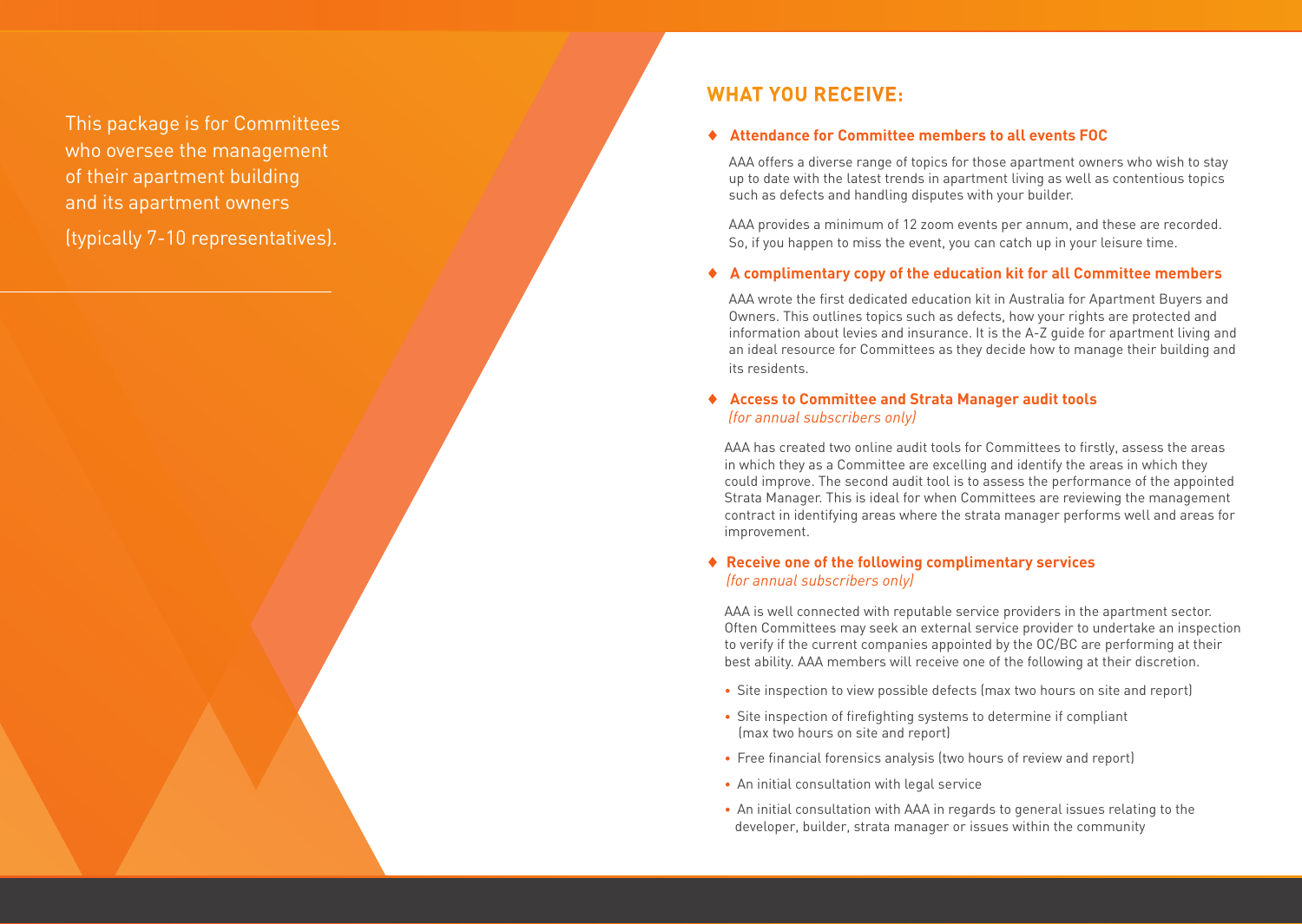This package is for Committees who oversee the management of their apartment building and its apartment owners

(typically 7-10 representatives).

## WHAT YOU RECEIVE:

- **Attendance for Committee members to all events FOC**

  AAA offers a diverse range of topics for those apartment owners who wish to stay up to date with the latest trends in apartment living as well as contentious topics such as defects and handling disputes with your builder.

  AAA provides a minimum of 12 zoom events per annum, and these are recorded. So, if you happen to miss the event, you can catch up in your leisure time.

- **A complimentary copy of the education kit for all Committee members**

  AAA wrote the first dedicated education kit in Australia for Apartment Buyers and Owners. This outlines topics such as defects, how your rights are protected and information about levies and insurance. It is the A-Z guide for apartment living and an ideal resource for Committees as they decide how to manage their building and its residents.

- **Access to Committee and Strata Manager audit tools**
  *(for annual subscribers only)*

  AAA has created two online audit tools for Committees to firstly, assess the areas in which they as a Committee are excelling and identify the areas in which they could improve. The second audit tool is to assess the performance of the appointed Strata Manager. This is ideal for when Committees are reviewing the management contract in identifying areas where the strata manager performs well and areas for improvement.

- **Receive one of the following complimentary services**
  *(for annual subscribers only)*

  AAA is well connected with reputable service providers in the apartment sector. Often Committees may seek an external service provider to undertake an inspection to verify if the current companies appointed by the OC/BC are performing at their best ability. AAA members will receive one of the following at their discretion.

  - Site inspection to view possible defects (max two hours on site and report)
  - Site inspection of firefighting systems to determine if compliant (max two hours on site and report)
  - Free financial forensics analysis (two hours of review and report)
  - An initial consultation with legal service
  - An initial consultation with AAA in regards to general issues relating to the developer, builder, strata manager or issues within the community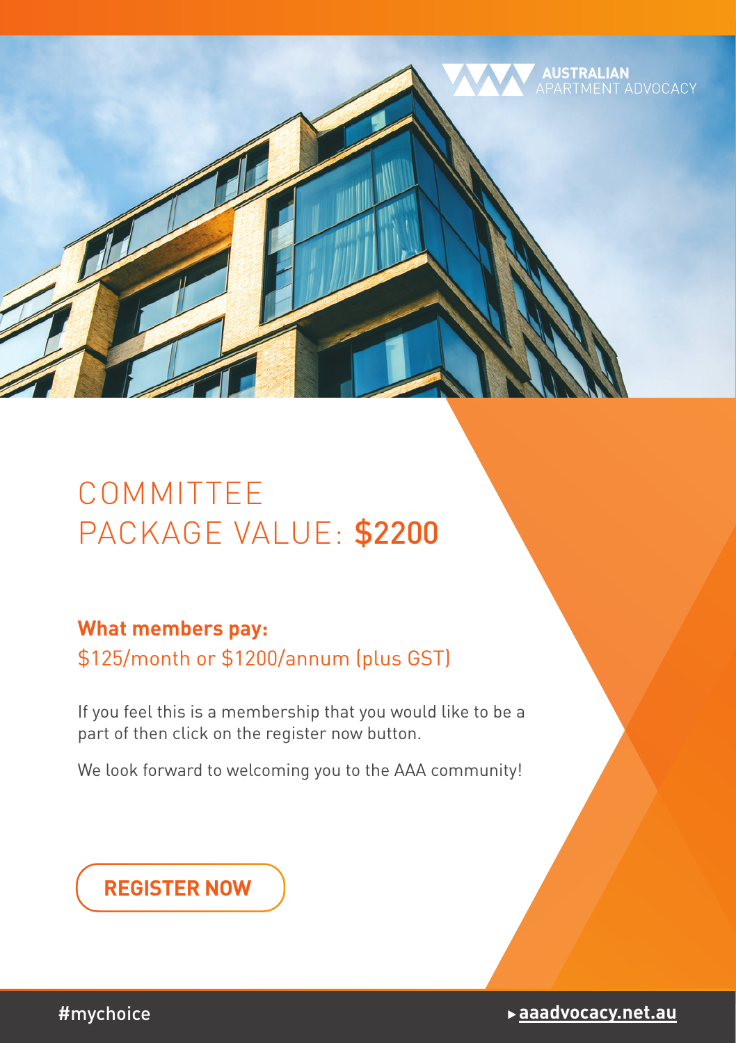AUSTRALIAN APARTMENT ADVOCACY

# COMMITTEE PACKAGE VALUE: **$2200**

**What members pay:**

$125/month or $1200/annum (plus GST)

If you feel this is a membership that you would like to be a part of then click on the register now button.

We look forward to welcoming you to the AAA community!

**REGISTER NOW**

#mychoice

▸ aaadvocacy.net.au